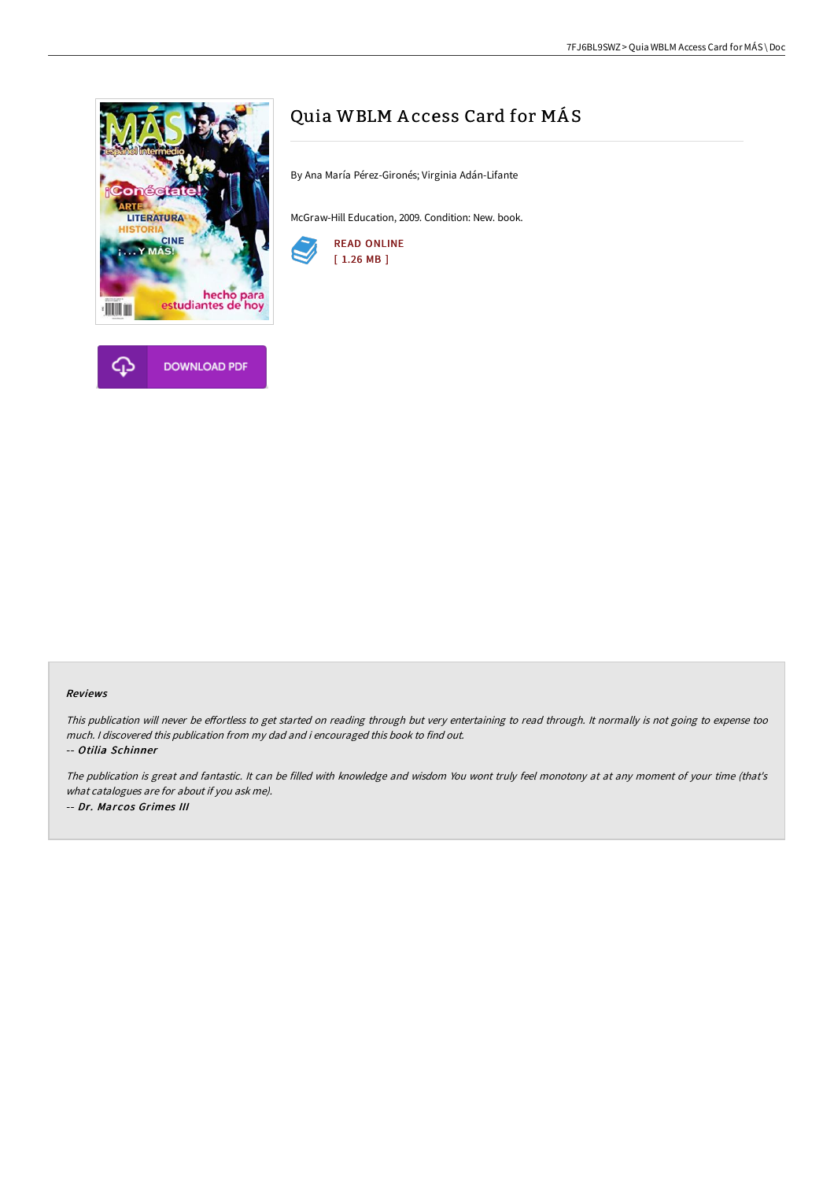# Quia WBLM Access Card for MÁS

By Ana María Pérez-Gironés; Virginia Adán-Lifante

McGraw-Hill Education, 2009. Condition: New. book.

READ ONLINE
[ 1.26 MB ]

DOWNLOAD PDF

### Reviews

*This publication will never be effortless to get started on reading through but very entertaining to read through. It normally is not going to expense too much. I discovered this publication from my dad and i encouraged this book to find out.*

-- ***Otilia Schinner***

*The publication is great and fantastic. It can be filled with knowledge and wisdom You wont truly feel monotony at at any moment of your time (that's what catalogues are for about if you ask me).*

-- ***Dr. Marcos Grimes III***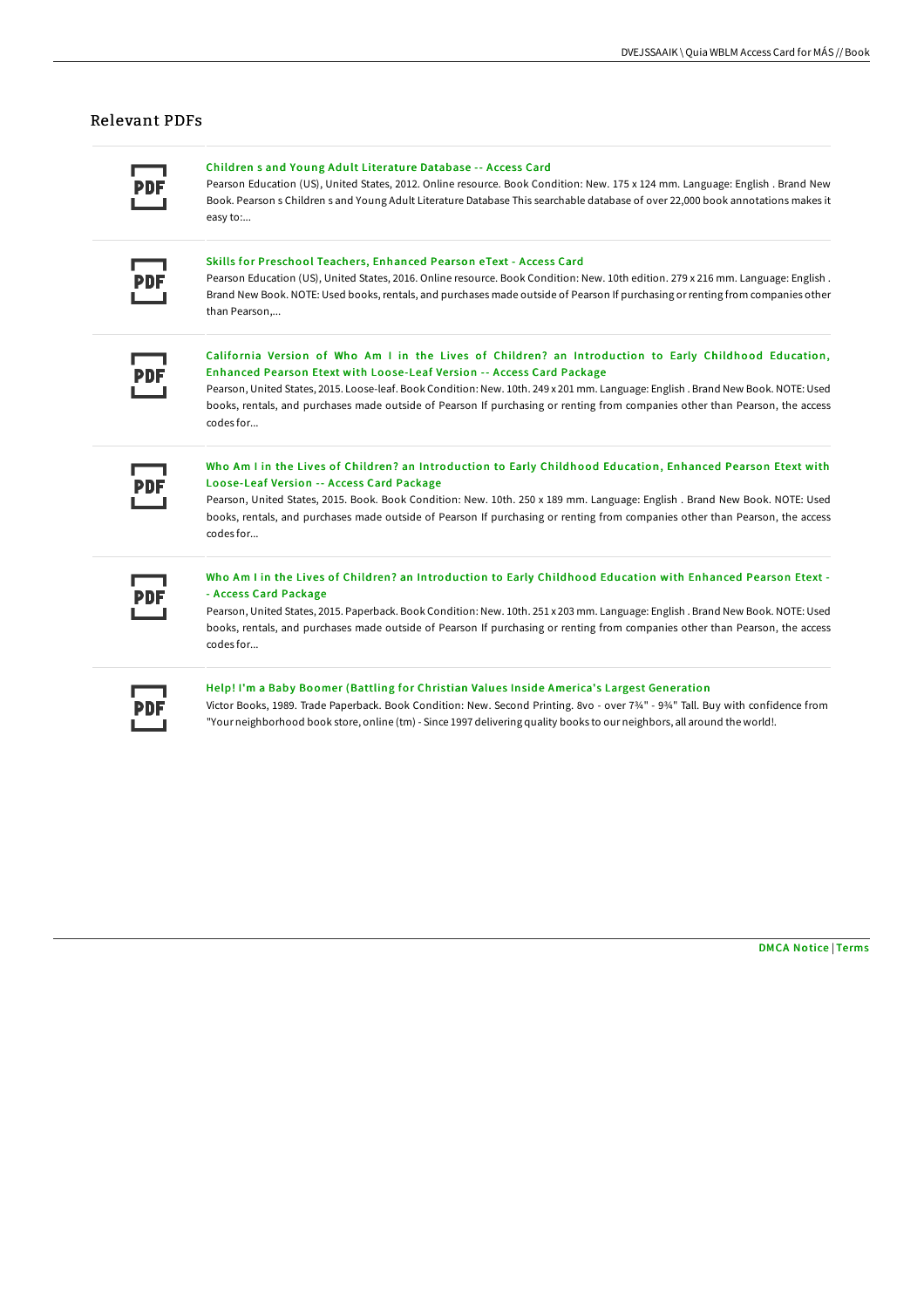## Relevant PDFs

**Children s and Young Adult Literature Database -- Access Card**

Pearson Education (US), United States, 2012. Online resource. Book Condition: New. 175 x 124 mm. Language: English . Brand New Book. Pearson s Children s and Young Adult Literature Database This searchable database of over 22,000 book annotations makes it easy to:...

**Skills for Preschool Teachers, Enhanced Pearson eText - Access Card**

Pearson Education (US), United States, 2016. Online resource. Book Condition: New. 10th edition. 279 x 216 mm. Language: English . Brand New Book. NOTE: Used books, rentals, and purchases made outside of Pearson If purchasing or renting from companies other than Pearson,...

**California Version of Who Am I in the Lives of Children? an Introduction to Early Childhood Education, Enhanced Pearson Etext with Loose-Leaf Version -- Access Card Package**

Pearson, United States, 2015. Loose-leaf. Book Condition: New. 10th. 249 x 201 mm. Language: English . Brand New Book. NOTE: Used books, rentals, and purchases made outside of Pearson If purchasing or renting from companies other than Pearson, the access codes for...

**Who Am I in the Lives of Children? an Introduction to Early Childhood Education, Enhanced Pearson Etext with Loose-Leaf Version -- Access Card Package**

Pearson, United States, 2015. Book. Book Condition: New. 10th. 250 x 189 mm. Language: English . Brand New Book. NOTE: Used books, rentals, and purchases made outside of Pearson If purchasing or renting from companies other than Pearson, the access codes for...

**Who Am I in the Lives of Children? an Introduction to Early Childhood Education with Enhanced Pearson Etext -- Access Card Package**

Pearson, United States, 2015. Paperback. Book Condition: New. 10th. 251 x 203 mm. Language: English . Brand New Book. NOTE: Used books, rentals, and purchases made outside of Pearson If purchasing or renting from companies other than Pearson, the access codes for...

**Help! I'm a Baby Boomer (Battling for Christian Values Inside America's Largest Generation**

Victor Books, 1989. Trade Paperback. Book Condition: New. Second Printing. 8vo - over 7¾" - 9¾" Tall. Buy with confidence from "Your neighborhood book store, online (tm) - Since 1997 delivering quality books to our neighbors, all around the world!.

DMCA Notice | Terms